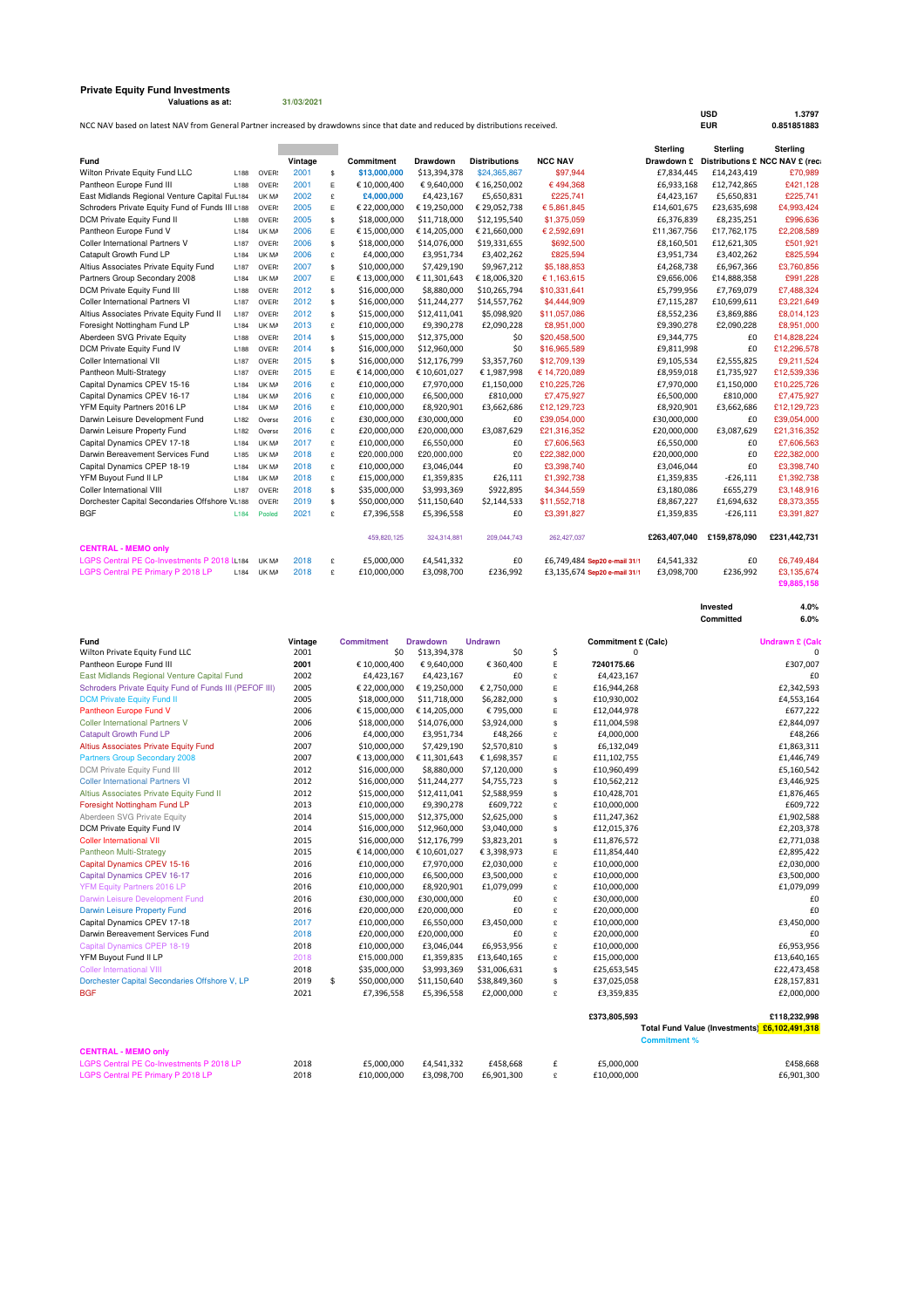# Private Equity Fund Investments

**Valuations as at:** 31/03/2021

| | |
|---|---|
| USD | 1.3797 |
| EUR | 0.851851883 |

NCC NAV based on latest NAV from General Partner increased by drawdowns since that date and reduced by distributions received.

| Fund | | | Vintage | | Commitment | Drawdown | Distributions | NCC NAV | | Sterling Drawdown £ | Sterling Distributions £ | Sterling NCC NAV £ (rec |
|---|---|---|---|---|---|---|---|---|---|---|---|---|
| Wilton Private Equity Fund LLC | L188 | OVER | 2001 | $ | $13,000,000 | $13,394,378 | $24,365,867 | $97,944 | | £7,834,445 | £14,243,419 | £70,989 |
| Pantheon Europe Fund III | L188 | OVER | 2001 | E | € 10,000,400 | € 9,640,000 | € 16,250,002 | € 494,368 | | £6,933,168 | £12,742,865 | £421,128 |
| East Midlands Regional Venture Capital Fu | L184 | UK MA | 2002 | £ | £4,000,000 | £4,423,167 | £5,650,831 | £225,741 | | £4,423,167 | £5,650,831 | £225,741 |
| Schroders Private Equity Fund of Funds III | L188 | OVER | 2005 | E | € 22,000,000 | € 19,250,000 | € 29,052,738 | € 5,861,845 | | £14,601,675 | £23,635,698 | £4,993,424 |
| DCM Private Equity Fund II | L188 | OVER | 2005 | $ | $18,000,000 | $11,718,000 | $12,195,540 | $1,375,059 | | £6,376,839 | £8,235,251 | £996,636 |
| Pantheon Europe Fund V | L184 | UK MA | 2006 | E | € 15,000,000 | € 14,205,000 | € 21,660,000 | € 2,592,691 | | £11,367,756 | £17,762,175 | £2,208,589 |
| Coller International Partners V | L187 | OVER | 2006 | $ | $18,000,000 | $14,076,000 | $19,331,655 | $692,500 | | £8,160,501 | £12,621,305 | £501,921 |
| Catapult Growth Fund LP | L184 | UK MA | 2006 | £ | £4,000,000 | £3,951,734 | £3,402,262 | £825,594 | | £3,951,734 | £3,402,262 | £825,594 |
| Altius Associates Private Equity Fund | L187 | OVER | 2007 | $ | $10,000,000 | $7,429,190 | $9,967,212 | $5,188,853 | | £4,268,738 | £6,967,366 | £3,760,856 |
| Partners Group Secondary 2008 | L184 | UK MA | 2007 | E | € 13,000,000 | € 11,301,643 | € 18,006,320 | € 1,163,615 | | £9,656,006 | £14,888,358 | £991,228 |
| DCM Private Equity Fund III | L188 | OVER | 2012 | $ | $16,000,000 | $8,880,000 | $10,265,794 | $10,331,641 | | £5,799,956 | £7,769,079 | £7,488,324 |
| Coller International Partners VI | L187 | OVER | 2012 | $ | $16,000,000 | $11,244,277 | $14,557,762 | $4,444,909 | | £7,115,287 | £10,699,611 | £3,221,649 |
| Altius Associates Private Equity Fund II | L187 | OVER | 2012 | $ | $15,000,000 | $12,411,041 | $5,098,920 | $11,057,086 | | £8,552,236 | £3,869,886 | £8,014,123 |
| Foresight Nottingham Fund LP | L184 | UK MA | 2013 | £ | £10,000,000 | £9,390,278 | £2,090,228 | £8,951,000 | | £9,390,278 | £2,090,228 | £8,951,000 |
| Aberdeen SVG Private Equity | L188 | OVER | 2014 | $ | $15,000,000 | $12,375,000 | $0 | $20,458,500 | | £9,344,775 | £0 | £14,828,224 |
| DCM Private Equity Fund IV | L188 | OVER | 2014 | $ | $16,000,000 | $12,960,000 | $0 | $16,965,589 | | £9,811,998 | £0 | £12,296,578 |
| Coller International VII | L187 | OVER | 2015 | $ | $16,000,000 | $12,176,799 | $3,357,760 | $12,709,139 | | £9,105,534 | £2,555,825 | £9,211,524 |
| Pantheon Multi-Strategy | L187 | OVER | 2015 | E | € 14,000,000 | € 10,601,027 | € 1,987,998 | € 14,720,089 | | £8,959,018 | £1,735,927 | £12,539,336 |
| Capital Dynamics CPEV 15-16 | L184 | UK MA | 2016 | £ | £10,000,000 | £7,970,000 | £1,150,000 | £10,225,726 | | £7,970,000 | £1,150,000 | £10,225,726 |
| Capital Dynamics CPEV 16-17 | L184 | UK MA | 2016 | £ | £10,000,000 | £6,500,000 | £810,000 | £7,475,927 | | £6,500,000 | £810,000 | £7,475,927 |
| YFM Equity Partners 2016 LP | L184 | UK MA | 2016 | £ | £10,000,000 | £8,920,901 | £3,662,686 | £12,129,723 | | £8,920,901 | £3,662,686 | £12,129,723 |
| Darwin Leisure Development Fund | L182 | Overse | 2016 | £ | £30,000,000 | £30,000,000 | £0 | £39,054,000 | | £30,000,000 | £0 | £39,054,000 |
| Darwin Leisure Property Fund | L182 | Overse | 2016 | £ | £20,000,000 | £20,000,000 | £3,087,629 | £21,316,352 | | £20,000,000 | £3,087,629 | £21,316,352 |
| Capital Dynamics CPEV 17-18 | L184 | UK MA | 2017 | £ | £10,000,000 | £6,550,000 | £0 | £7,606,563 | | £6,550,000 | £0 | £7,606,563 |
| Darwin Bereavement Services Fund | L185 | UK MA | 2018 | £ | £20,000,000 | £20,000,000 | £0 | £22,382,000 | | £20,000,000 | £0 | £22,382,000 |
| Capital Dynamics CPEP 18-19 | L184 | UK MA | 2018 | £ | £10,000,000 | £3,046,044 | £0 | £3,398,740 | | £3,046,044 | £0 | £3,398,740 |
| YFM Buyout Fund II LP | L184 | UK MA | 2018 | £ | £15,000,000 | £1,359,835 | £26,111 | £1,392,738 | | £1,359,835 | -£26,111 | £1,392,738 |
| Coller International VIII | L187 | OVER | 2018 | $ | $35,000,000 | $3,993,369 | $922,895 | $4,344,559 | | £3,180,086 | £655,279 | £3,148,916 |
| Dorchester Capital Secondaries Offshore V | L188 | OVER | 2019 | $ | $50,000,000 | $11,150,640 | $2,144,533 | $11,552,718 | | £8,867,227 | £1,694,632 | £8,373,355 |
| BGF | L184 | Pooled | 2021 | £ | £7,396,558 | £5,396,558 | £0 | £3,391,827 | | £1,359,835 | -£26,111 | £3,391,827 |
| | | | | | 459,820,125 | 324,314,881 | 209,044,743 | 262,427,037 | | £263,407,040 | £159,878,090 | £231,442,731 |
| **CENTRAL - MEMO only** | | | | | | | | | | | | |
| LGPS Central PE Co-Investments P 2018 L | L184 | UK MA | 2018 | £ | £5,000,000 | £4,541,332 | £0 | £6,749,484 | Sep20 e-mail 31/1 | £4,541,332 | £0 | £6,749,484 |
| LGPS Central PE Primary P 2018 LP | L184 | UK MA | 2018 | £ | £10,000,000 | £3,098,700 | £236,992 | £3,135,674 | Sep20 e-mail 31/1 | £3,098,700 | £236,992 | £3,135,674 |
| | | | | | | | | | | | | £9,885,158 |

| | |
|---|---|
| Invested | 4.0% |
| Committed | 6.0% |

| Fund | Vintage | | Commitment | Drawdown | Undrawn | | Commitment £ (Calc) | | Undrawn £ (Calc |
|---|---|---|---|---|---|---|---|---|---|
| Wilton Private Equity Fund LLC | 2001 | | $0 | $13,394,378 | $0 | $ | 0 | | 0 |
| Pantheon Europe Fund III | 2001 | | € 10,000,400 | € 9,640,000 | € 360,400 | E | 7240175.66 | | £307,007 |
| East Midlands Regional Venture Capital Fund | 2002 | | £4,423,167 | £4,423,167 | £0 | £ | £4,423,167 | | £0 |
| Schroders Private Equity Fund of Funds III (PEFOF III) | 2005 | | € 22,000,000 | € 19,250,000 | € 2,750,000 | E | £16,944,268 | | £2,342,593 |
| DCM Private Equity Fund II | 2005 | | $18,000,000 | $11,718,000 | $6,282,000 | $ | £10,930,002 | | £4,553,164 |
| Pantheon Europe Fund V | 2006 | | € 15,000,000 | € 14,205,000 | € 795,000 | E | £12,044,978 | | £677,222 |
| Coller International Partners V | 2006 | | $18,000,000 | $14,076,000 | $3,924,000 | $ | £11,004,598 | | £2,844,097 |
| Catapult Growth Fund LP | 2006 | | £4,000,000 | £3,951,734 | £48,266 | £ | £4,000,000 | | £48,266 |
| Altius Associates Private Equity Fund | 2007 | | $10,000,000 | $7,429,190 | $2,570,810 | $ | £6,132,049 | | £1,863,311 |
| Partners Group Secondary 2008 | 2007 | | € 13,000,000 | € 11,301,643 | € 1,698,357 | E | £11,102,755 | | £1,446,749 |
| DCM Private Equity Fund III | 2012 | | $16,000,000 | $8,880,000 | $7,120,000 | $ | £10,960,499 | | £5,160,542 |
| Coller International Partners VI | 2012 | | $16,000,000 | $11,244,277 | $4,755,723 | $ | £10,562,212 | | £3,446,925 |
| Altius Associates Private Equity Fund II | 2012 | | $15,000,000 | $12,411,041 | $2,588,959 | $ | £10,428,701 | | £1,876,465 |
| Foresight Nottingham Fund LP | 2013 | | £10,000,000 | £9,390,278 | £609,722 | £ | £10,000,000 | | £609,722 |
| Aberdeen SVG Private Equity | 2014 | | $15,000,000 | $12,375,000 | $2,625,000 | $ | £11,247,362 | | £1,902,588 |
| DCM Private Equity Fund IV | 2014 | | $16,000,000 | $12,960,000 | $3,040,000 | $ | £12,015,376 | | £2,203,378 |
| Coller International VII | 2015 | | $16,000,000 | $12,176,799 | $3,823,201 | $ | £11,876,572 | | £2,771,038 |
| Pantheon Multi-Strategy | 2015 | | € 14,000,000 | € 10,601,027 | € 3,398,973 | E | £11,854,440 | | £2,895,422 |
| Capital Dynamics CPEV 15-16 | 2016 | | £10,000,000 | £7,970,000 | £2,030,000 | £ | £10,000,000 | | £2,030,000 |
| Capital Dynamics CPEV 16-17 | 2016 | | £10,000,000 | £6,500,000 | £3,500,000 | £ | £10,000,000 | | £3,500,000 |
| YFM Equity Partners 2016 LP | 2016 | | £10,000,000 | £8,920,901 | £1,079,099 | £ | £10,000,000 | | £1,079,099 |
| Darwin Leisure Development Fund | 2016 | | £30,000,000 | £30,000,000 | £0 | £ | £30,000,000 | | £0 |
| Darwin Leisure Property Fund | 2016 | | £20,000,000 | £20,000,000 | £0 | £ | £20,000,000 | | £0 |
| Capital Dynamics CPEV 17-18 | 2017 | | £10,000,000 | £6,550,000 | £3,450,000 | £ | £10,000,000 | | £3,450,000 |
| Darwin Bereavement Services Fund | 2018 | | £20,000,000 | £20,000,000 | £0 | £ | £20,000,000 | | £0 |
| Capital Dynamics CPEP 18-19 | 2018 | | £10,000,000 | £3,046,044 | £6,953,956 | £ | £10,000,000 | | £6,953,956 |
| YFM Buyout Fund II LP | 2018 | | £15,000,000 | £1,359,835 | £13,640,165 | £ | £15,000,000 | | £13,640,165 |
| Coller International VIII | 2018 | | $35,000,000 | $3,993,369 | $31,006,631 | $ | £25,653,545 | | £22,473,458 |
| Dorchester Capital Secondaries Offshore V, LP | 2019 | $ | $50,000,000 | $11,150,640 | $38,849,360 | $ | £37,025,058 | | £28,157,831 |
| BGF | 2021 | | £7,396,558 | £5,396,558 | £2,000,000 | £ | £3,359,835 | | £2,000,000 |
| | | | | | | | £373,805,593 | | £118,232,998 |
| | | | | | | | | Total Fund Value (Investments) | £6,102,491,318 |
| | | | | | | | | Commitment % | |
| **CENTRAL - MEMO only** | | | | | | | | | |
| LGPS Central PE Co-Investments P 2018 LP | 2018 | | £5,000,000 | £4,541,332 | £458,668 | £ | £5,000,000 | | £458,668 |
| LGPS Central PE Primary P 2018 LP | 2018 | | £10,000,000 | £3,098,700 | £6,901,300 | £ | £10,000,000 | | £6,901,300 |